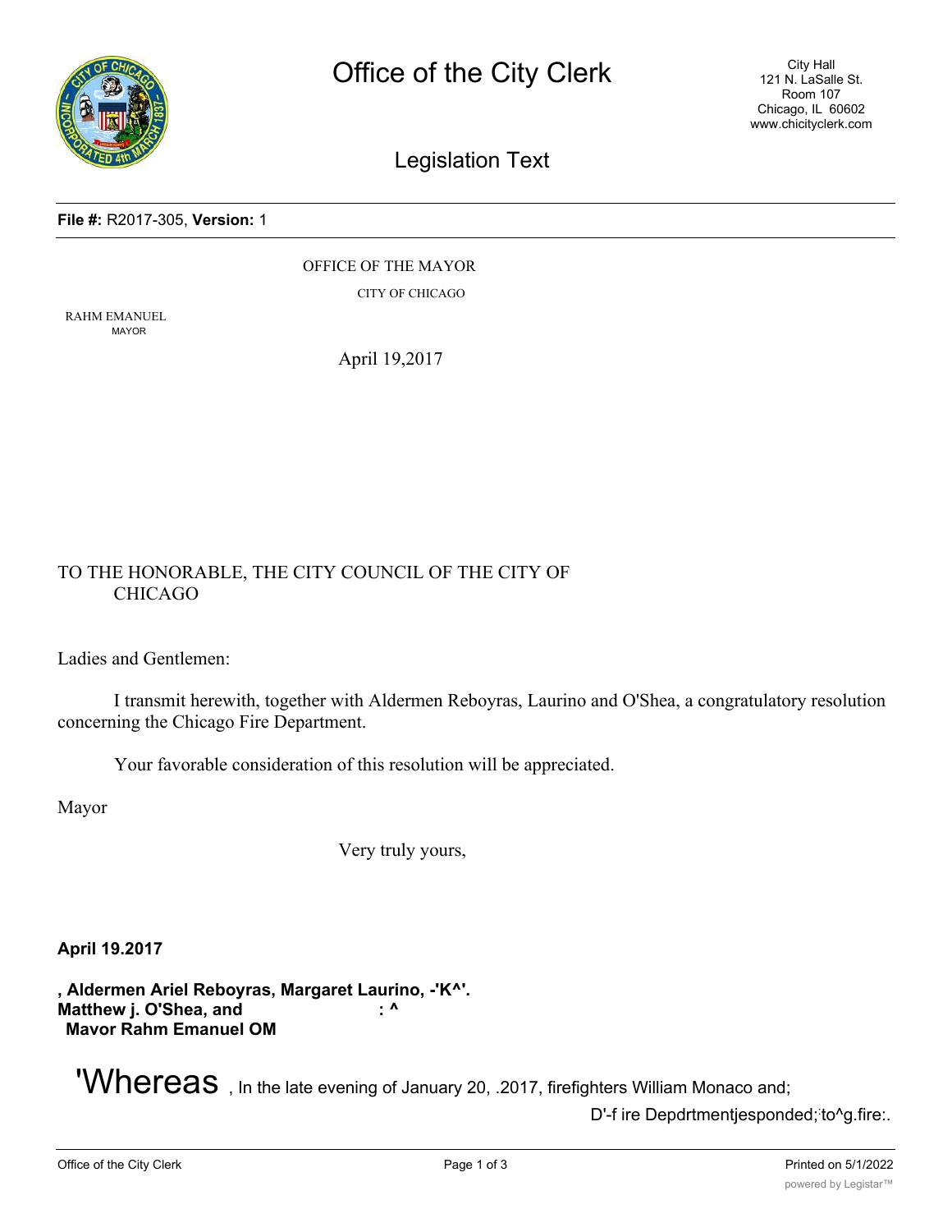# Office of the City Clerk

City Hall
121 N. LaSalle St.
Room 107
Chicago, IL 60602
www.chicityclerk.com

## Legislation Text

**File #:** R2017-305, **Version:** 1

OFFICE OF THE MAYOR

CITY OF CHICAGO

RAHM EMANUEL
MAYOR

April 19,2017

TO THE HONORABLE, THE CITY COUNCIL OF THE CITY OF CHICAGO

Ladies and Gentlemen:

I transmit herewith, together with Aldermen Reboyras, Laurino and O'Shea, a congratulatory resolution concerning the Chicago Fire Department.

Your favorable consideration of this resolution will be appreciated.

Mayor

Very truly yours,

**April 19.2017**

**, Aldermen Ariel Reboyras, Margaret Laurino, -'K^'.**
**Matthew j. O'Shea, and : ^**
**Mavor Rahm Emanuel OM**

'Whereas , In the late evening of January 20, .2017, firefighters William Monaco and;

D'-f ire Depdrtmentjesponded;:to^g.fire:.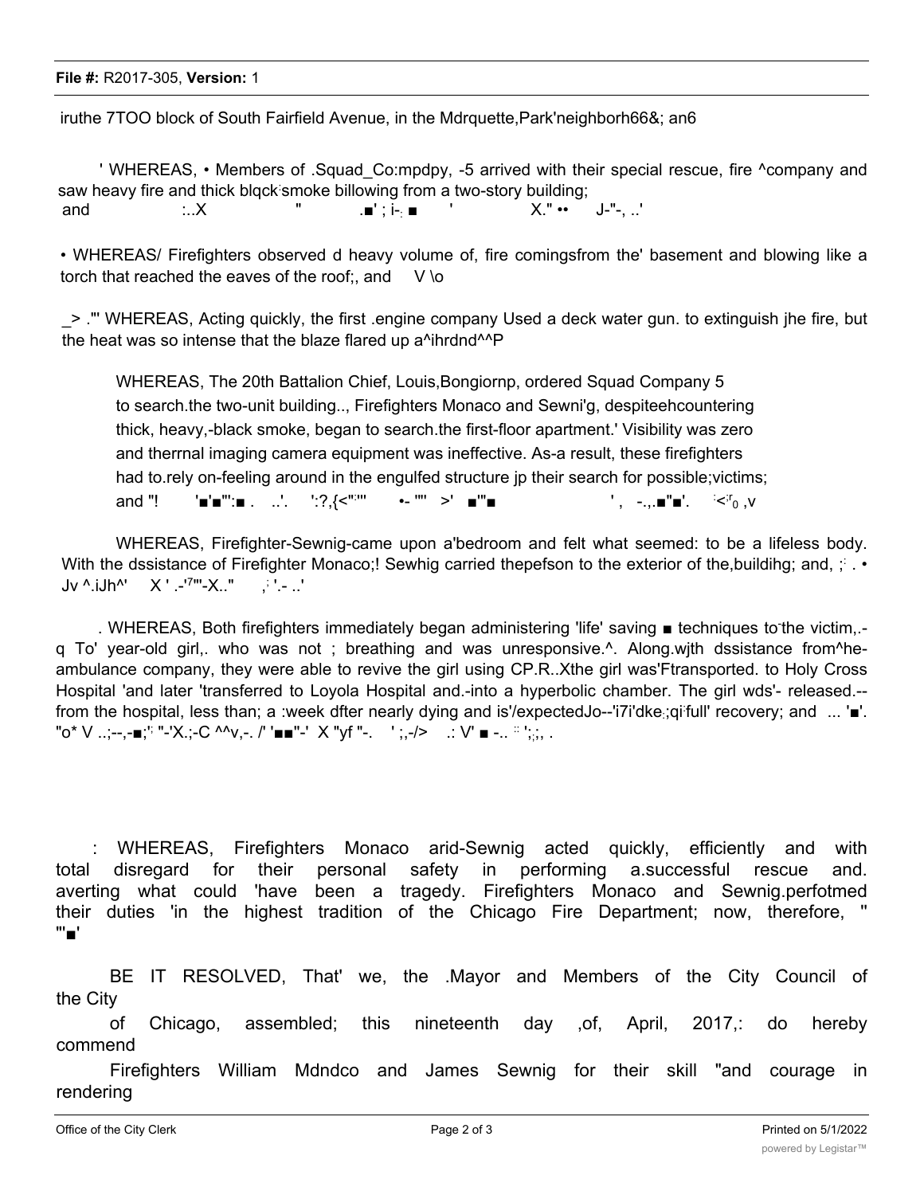iruthe 7TOO block of South Fairfield Avenue, in the Mdrquette,Park'neighborh66&; an6

' WHEREAS, • Members of .Squad_Co:mpdpy, -5 arrived with their special rescue, fire ^company and saw heavy fire and thick blqck smoke billowing from a two-story building; and :..X " .■' ; i-. ■ ' X." •• J-"-, ..'

• WHEREAS/ Firefighters observed d heavy volume of, fire comingsfrom the' basement and blowing like a torch that reached the eaves of the roof;, and V \o

_> ."' WHEREAS, Acting quickly, the first .engine company Used a deck water gun. to extinguish jhe fire, but the heat was so intense that the blaze flared up a^ihrdnd^^P

WHEREAS, The 20th Battalion Chief, Louis,Bongiornp, ordered Squad Company 5 to search.the two-unit building.., Firefighters Monaco and Sewni'g, despiteehcountering thick, heavy,-black smoke, began to search.the first-floor apartment.' Visibility was zero and therrnal imaging camera equipment was ineffective. As-a result, these firefighters had to.rely on-feeling around in the engulfed structure jp their search for possible;victims; and "! '■'■"':■ . ..'. ':?,{<"'"' •- "'" >' ■'"■ ' , -.,.■"■'. <;r0 ,v

WHEREAS, Firefighter-Sewnig-came upon a'bedroom and felt what seemed: to be a lifeless body. With the dssistance of Firefighter Monaco;! Sewhig carried thepefson to the exterior of the,buildihg; and, ; . • Jv ^.iJh^' X ' .-'7"'-X.." ,' '.- ..'

. WHEREAS, Both firefighters immediately began administering 'life' saving ■ techniques to the victim,.-q To' year-old girl,. who was not ; breathing and was unresponsive.^. Along.wjth dssistance from^he-ambulance company, they were able to revive the girl using CP.R..Xthe girl was'Ftransported. to Holy Cross Hospital 'and later 'transferred to Loyola Hospital and.-into a hyperbolic chamber. The girl wds'- released.--from the hospital, less than; a :week dfter nearly dying and is'/expectedJo--'i7i'dke.;qi full' recovery; and ... '■'. "o* V ..;--,-■;'; "-'X.;-C ^^v,-. /' '■■"-' X "yf "-. ' ;,-/> .: V' ■ -.. '.;;, .

: WHEREAS, Firefighters Monaco arid-Sewnig acted quickly, efficiently and with total disregard for their personal safety in performing a.successful rescue and. averting what could 'have been a tragedy. Firefighters Monaco and Sewnig.perfotmed their duties 'in the highest tradition of the Chicago Fire Department; now, therefore, " "'■'

BE IT RESOLVED, That' we, the .Mayor and Members of the City Council of the City of Chicago, assembled; this nineteenth day ,of, April, 2017,: do hereby commend Firefighters William Mdndco and James Sewnig for their skill "and courage in rendering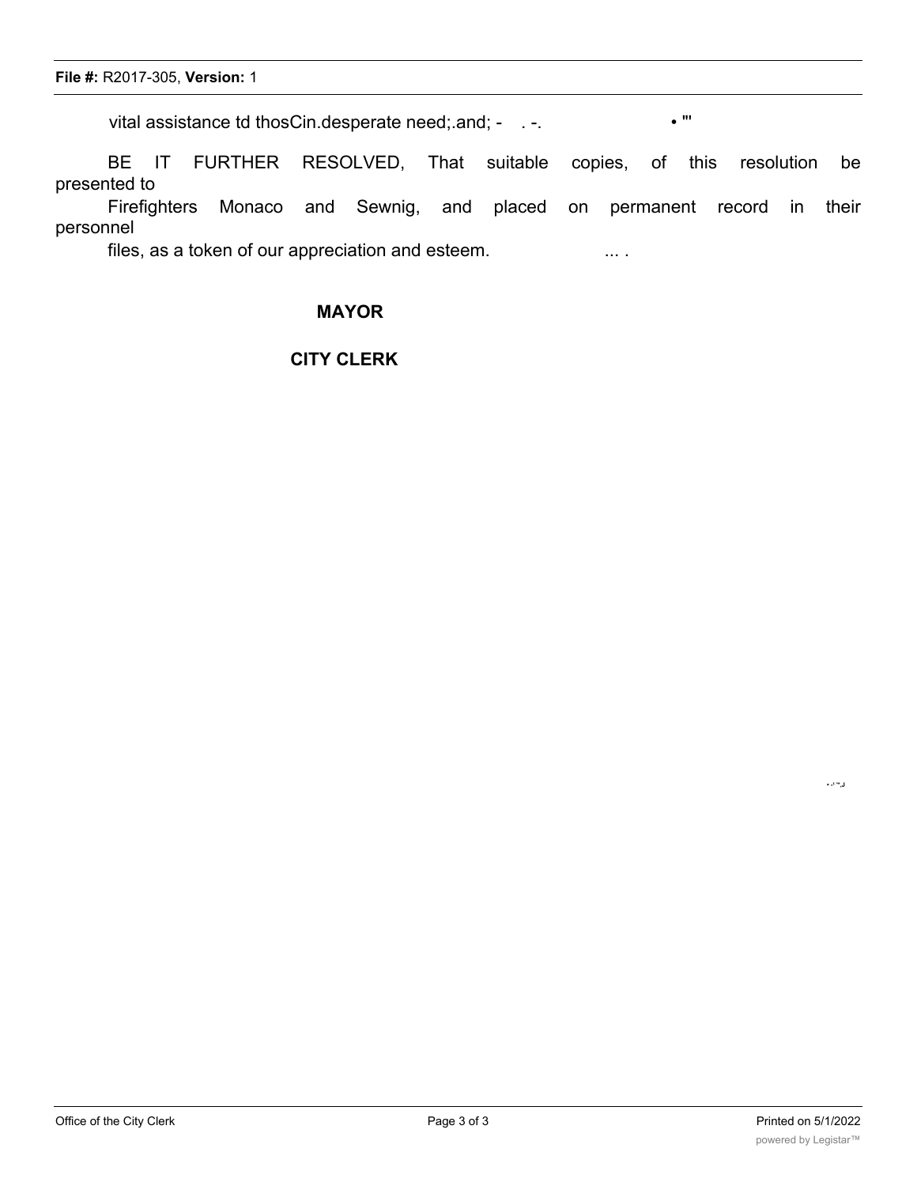vital assistance td thosCin.desperate need;.and; - . -. • '"

BE IT FURTHER RESOLVED, That suitable copies, of this resolution be presented to Firefighters Monaco and Sewnig, and placed on permanent record in their personnel files, as a token of our appreciation and esteem. ... .

**MAYOR**

**CITY CLERK**